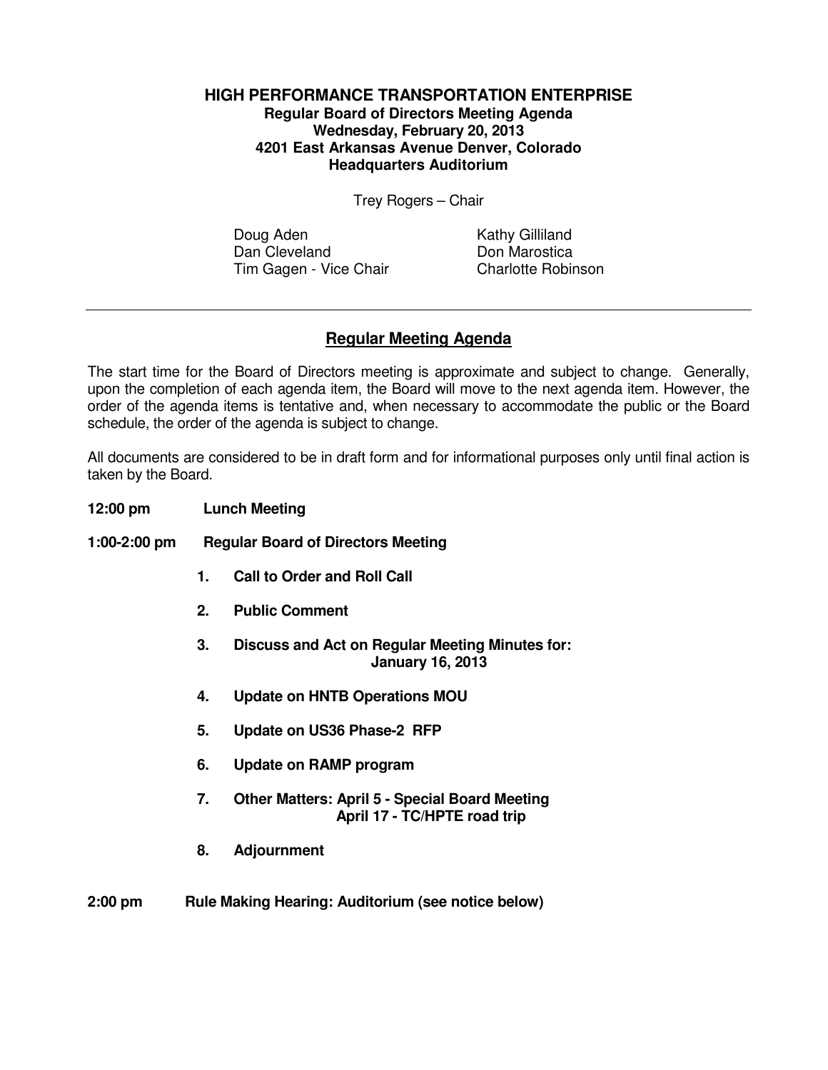# HIGH PERFORMANCE TRANSPORTATION ENTERPRISE

**Regular Board of Directors Meeting Agenda**
**Wednesday, February 20, 2013**
**4201 East Arkansas Avenue Denver, Colorado**
**Headquarters Auditorium**

Trey Rogers – Chair

Doug Aden
Dan Cleveland
Tim Gagen - Vice Chair
Kathy Gilliland
Don Marostica
Charlotte Robinson

---

## Regular Meeting Agenda

The start time for the Board of Directors meeting is approximate and subject to change. Generally, upon the completion of each agenda item, the Board will move to the next agenda item. However, the order of the agenda items is tentative and, when necessary to accommodate the public or the Board schedule, the order of the agenda is subject to change.

All documents are considered to be in draft form and for informational purposes only until final action is taken by the Board.

**12:00 pm Lunch Meeting**

**1:00-2:00 pm Regular Board of Directors Meeting**

1. **Call to Order and Roll Call**
2. **Public Comment**
3. **Discuss and Act on Regular Meeting Minutes for: January 16, 2013**
4. **Update on HNTB Operations MOU**
5. **Update on US36 Phase-2 RFP**
6. **Update on RAMP program**
7. **Other Matters: April 5 - Special Board Meeting**
   **April 17 - TC/HPTE road trip**
8. **Adjournment**

**2:00 pm Rule Making Hearing: Auditorium (see notice below)**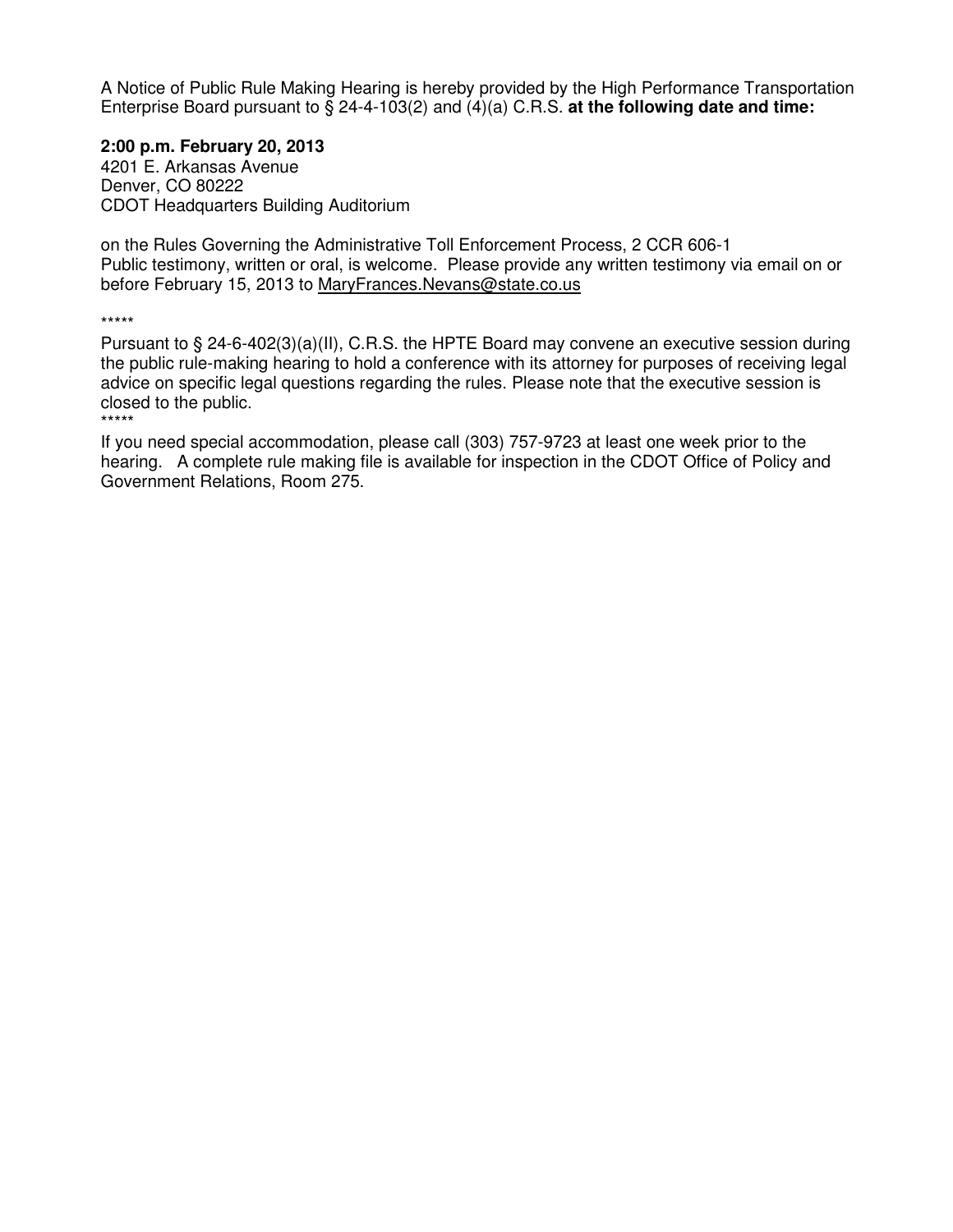A Notice of Public Rule Making Hearing is hereby provided by the High Performance Transportation Enterprise Board pursuant to § 24-4-103(2) and (4)(a) C.R.S. **at the following date and time:**

**2:00 p.m. February 20, 2013**
4201 E. Arkansas Avenue
Denver, CO 80222
CDOT Headquarters Building Auditorium

on the Rules Governing the Administrative Toll Enforcement Process, 2 CCR 606-1
Public testimony, written or oral, is welcome. Please provide any written testimony via email on or before February 15, 2013 to MaryFrances.Nevans@state.co.us

*****

Pursuant to § 24-6-402(3)(a)(II), C.R.S. the HPTE Board may convene an executive session during the public rule-making hearing to hold a conference with its attorney for purposes of receiving legal advice on specific legal questions regarding the rules. Please note that the executive session is closed to the public.

*****

If you need special accommodation, please call (303) 757-9723 at least one week prior to the hearing. A complete rule making file is available for inspection in the CDOT Office of Policy and Government Relations, Room 275.